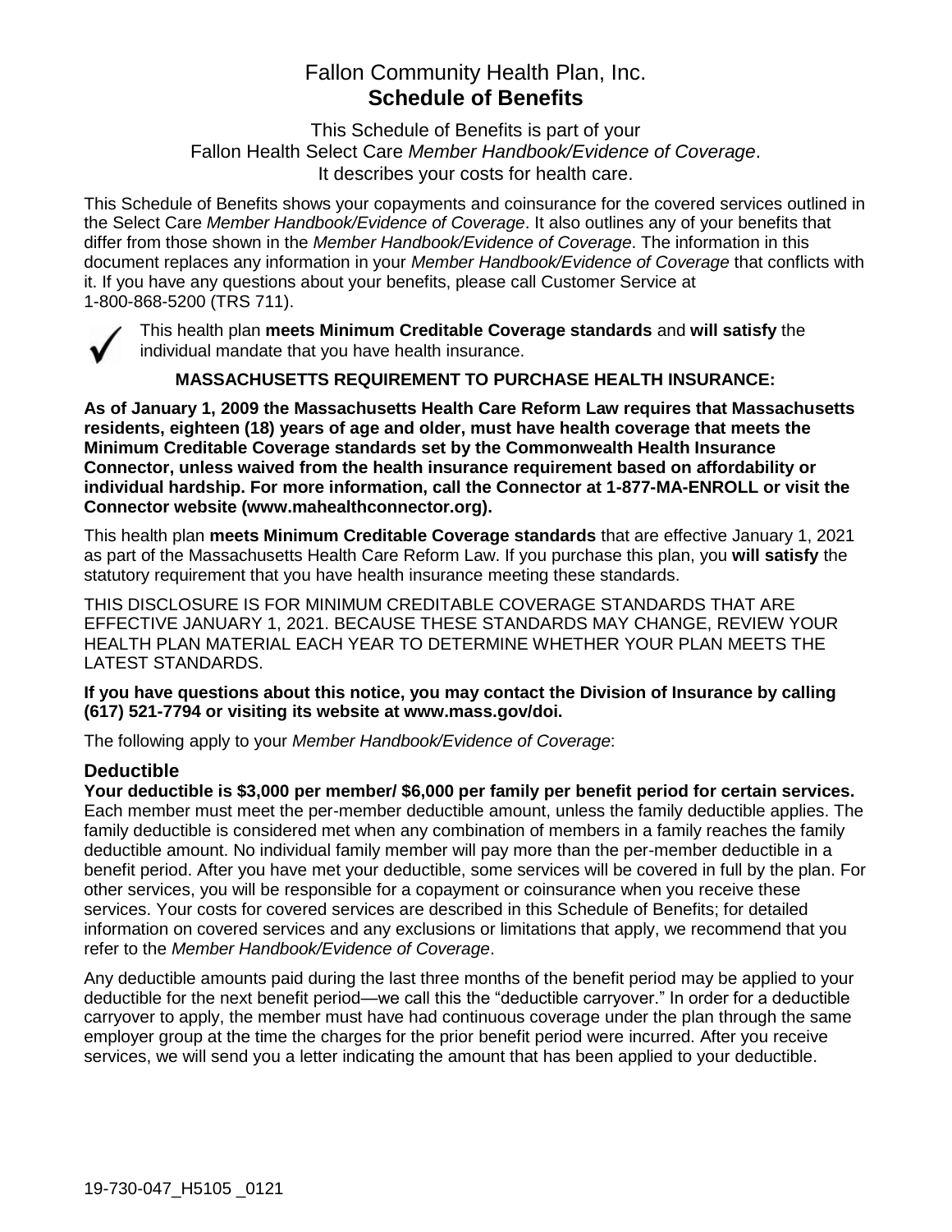# Fallon Community Health Plan, Inc.
# **Schedule of Benefits**

This Schedule of Benefits is part of your
Fallon Health Select Care *Member Handbook/Evidence of Coverage*.
It describes your costs for health care.

This Schedule of Benefits shows your copayments and coinsurance for the covered services outlined in the Select Care *Member Handbook/Evidence of Coverage*. It also outlines any of your benefits that differ from those shown in the *Member Handbook/Evidence of Coverage*. The information in this document replaces any information in your *Member Handbook/Evidence of Coverage* that conflicts with it. If you have any questions about your benefits, please call Customer Service at 1-800-868-5200 (TRS 711).

✓ This health plan **meets Minimum Creditable Coverage standards** and **will satisfy** the individual mandate that you have health insurance.

**MASSACHUSETTS REQUIREMENT TO PURCHASE HEALTH INSURANCE:**

**As of January 1, 2009 the Massachusetts Health Care Reform Law requires that Massachusetts residents, eighteen (18) years of age and older, must have health coverage that meets the Minimum Creditable Coverage standards set by the Commonwealth Health Insurance Connector, unless waived from the health insurance requirement based on affordability or individual hardship. For more information, call the Connector at 1-877-MA-ENROLL or visit the Connector website (www.mahealthconnector.org).**

This health plan **meets Minimum Creditable Coverage standards** that are effective January 1, 2021 as part of the Massachusetts Health Care Reform Law. If you purchase this plan, you **will satisfy** the statutory requirement that you have health insurance meeting these standards.

THIS DISCLOSURE IS FOR MINIMUM CREDITABLE COVERAGE STANDARDS THAT ARE EFFECTIVE JANUARY 1, 2021. BECAUSE THESE STANDARDS MAY CHANGE, REVIEW YOUR HEALTH PLAN MATERIAL EACH YEAR TO DETERMINE WHETHER YOUR PLAN MEETS THE LATEST STANDARDS.

**If you have questions about this notice, you may contact the Division of Insurance by calling (617) 521-7794 or visiting its website at www.mass.gov/doi.**

The following apply to your *Member Handbook/Evidence of Coverage*:

## Deductible

**Your deductible is $3,000 per member/ $6,000 per family per benefit period for certain services.** Each member must meet the per-member deductible amount, unless the family deductible applies. The family deductible is considered met when any combination of members in a family reaches the family deductible amount. No individual family member will pay more than the per-member deductible in a benefit period. After you have met your deductible, some services will be covered in full by the plan. For other services, you will be responsible for a copayment or coinsurance when you receive these services. Your costs for covered services are described in this Schedule of Benefits; for detailed information on covered services and any exclusions or limitations that apply, we recommend that you refer to the *Member Handbook/Evidence of Coverage*.

Any deductible amounts paid during the last three months of the benefit period may be applied to your deductible for the next benefit period—we call this the "deductible carryover." In order for a deductible carryover to apply, the member must have had continuous coverage under the plan through the same employer group at the time the charges for the prior benefit period were incurred. After you receive services, we will send you a letter indicating the amount that has been applied to your deductible.

19-730-047_H5105 _0121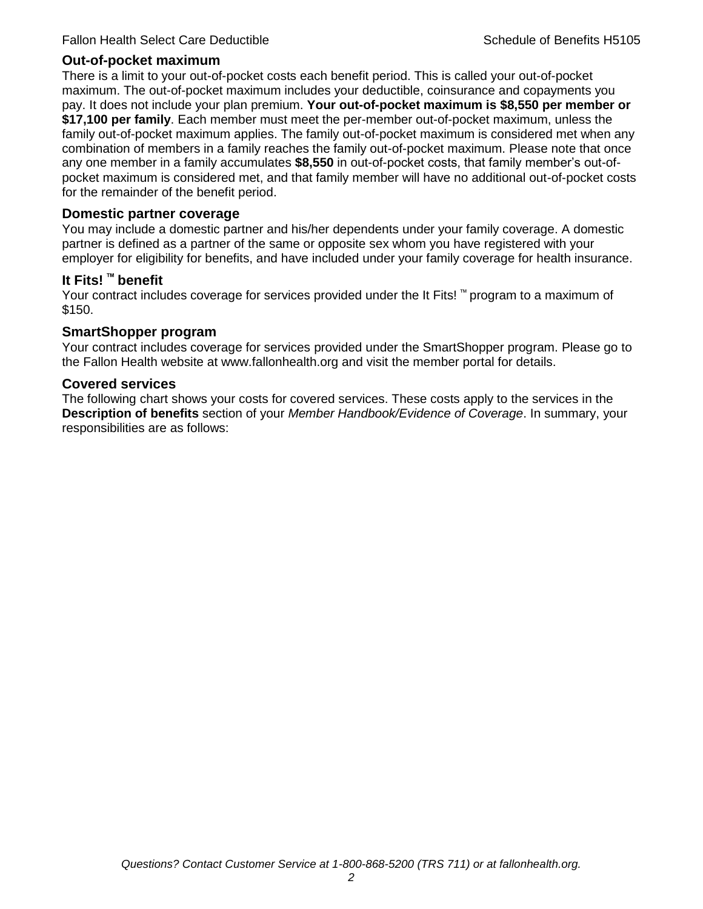## Out-of-pocket maximum

There is a limit to your out-of-pocket costs each benefit period. This is called your out-of-pocket maximum. The out-of-pocket maximum includes your deductible, coinsurance and copayments you pay. It does not include your plan premium. **Your out-of-pocket maximum is $8,550 per member or $17,100 per family**. Each member must meet the per-member out-of-pocket maximum, unless the family out-of-pocket maximum applies. The family out-of-pocket maximum is considered met when any combination of members in a family reaches the family out-of-pocket maximum. Please note that once any one member in a family accumulates **$8,550** in out-of-pocket costs, that family member's out-of-pocket maximum is considered met, and that family member will have no additional out-of-pocket costs for the remainder of the benefit period.

## Domestic partner coverage

You may include a domestic partner and his/her dependents under your family coverage. A domestic partner is defined as a partner of the same or opposite sex whom you have registered with your employer for eligibility for benefits, and have included under your family coverage for health insurance.

## It Fits! ™ benefit

Your contract includes coverage for services provided under the It Fits! ™ program to a maximum of $150.

## SmartShopper program

Your contract includes coverage for services provided under the SmartShopper program. Please go to the Fallon Health website at www.fallonhealth.org and visit the member portal for details.

## Covered services

The following chart shows your costs for covered services. These costs apply to the services in the **Description of benefits** section of your *Member Handbook/Evidence of Coverage*. In summary, your responsibilities are as follows: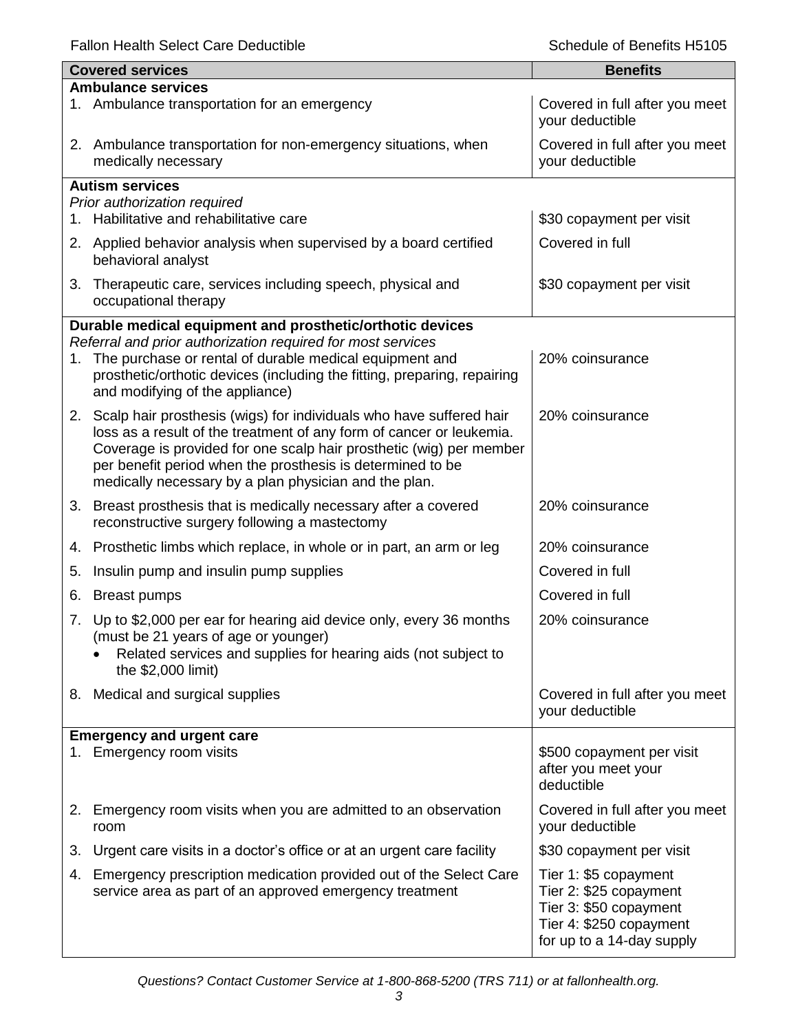| Covered services | Benefits |
|---|---|
| **Ambulance services** | |
| 1. Ambulance transportation for an emergency | Covered in full after you meet your deductible |
| 2. Ambulance transportation for non-emergency situations, when medically necessary | Covered in full after you meet your deductible |
| **Autism services**<br>*Prior authorization required* | |
| 1. Habilitative and rehabilitative care | $30 copayment per visit |
| 2. Applied behavior analysis when supervised by a board certified behavioral analyst | Covered in full |
| 3. Therapeutic care, services including speech, physical and occupational therapy | $30 copayment per visit |
| **Durable medical equipment and prosthetic/orthotic devices**<br>*Referral and prior authorization required for most services* | |
| 1. The purchase or rental of durable medical equipment and prosthetic/orthotic devices (including the fitting, preparing, repairing and modifying of the appliance) | 20% coinsurance |
| 2. Scalp hair prosthesis (wigs) for individuals who have suffered hair loss as a result of the treatment of any form of cancer or leukemia. Coverage is provided for one scalp hair prosthetic (wig) per member per benefit period when the prosthesis is determined to be medically necessary by a plan physician and the plan. | 20% coinsurance |
| 3. Breast prosthesis that is medically necessary after a covered reconstructive surgery following a mastectomy | 20% coinsurance |
| 4. Prosthetic limbs which replace, in whole or in part, an arm or leg | 20% coinsurance |
| 5. Insulin pump and insulin pump supplies | Covered in full |
| 6. Breast pumps | Covered in full |
| 7. Up to $2,000 per ear for hearing aid device only, every 36 months (must be 21 years of age or younger)<br>• Related services and supplies for hearing aids (not subject to the $2,000 limit) | 20% coinsurance |
| 8. Medical and surgical supplies | Covered in full after you meet your deductible |
| **Emergency and urgent care** | |
| 1. Emergency room visits | $500 copayment per visit after you meet your deductible |
| 2. Emergency room visits when you are admitted to an observation room | Covered in full after you meet your deductible |
| 3. Urgent care visits in a doctor's office or at an urgent care facility | $30 copayment per visit |
| 4. Emergency prescription medication provided out of the Select Care service area as part of an approved emergency treatment | Tier 1: $5 copayment<br>Tier 2: $25 copayment<br>Tier 3: $50 copayment<br>Tier 4: $250 copayment<br>for up to a 14-day supply |

*Questions? Contact Customer Service at 1-800-868-5200 (TRS 711) or at fallonhealth.org.*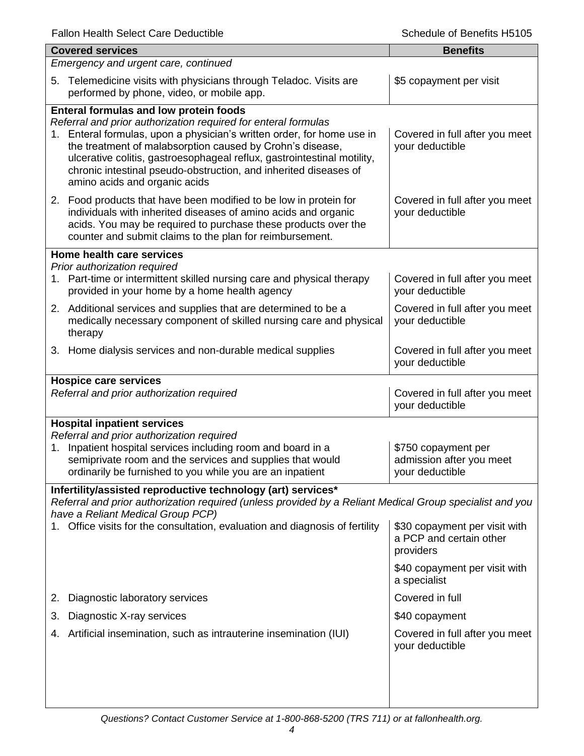| Covered services | Benefits |
|---|---|
| *Emergency and urgent care, continued* | |
| 5. Telemedicine visits with physicians through Teladoc. Visits are performed by phone, video, or mobile app. | $5 copayment per visit |
| **Enteral formulas and low protein foods**<br>*Referral and prior authorization required for enteral formulas* | |
| 1. Enteral formulas, upon a physician's written order, for home use in the treatment of malabsorption caused by Crohn's disease, ulcerative colitis, gastroesophageal reflux, gastrointestinal motility, chronic intestinal pseudo-obstruction, and inherited diseases of amino acids and organic acids | Covered in full after you meet your deductible |
| 2. Food products that have been modified to be low in protein for individuals with inherited diseases of amino acids and organic acids. You may be required to purchase these products over the counter and submit claims to the plan for reimbursement. | Covered in full after you meet your deductible |
| **Home health care services**<br>*Prior authorization required* | |
| 1. Part-time or intermittent skilled nursing care and physical therapy provided in your home by a home health agency | Covered in full after you meet your deductible |
| 2. Additional services and supplies that are determined to be a medically necessary component of skilled nursing care and physical therapy | Covered in full after you meet your deductible |
| 3. Home dialysis services and non-durable medical supplies | Covered in full after you meet your deductible |
| **Hospice care services**<br>*Referral and prior authorization required* | Covered in full after you meet your deductible |
| **Hospital inpatient services**<br>*Referral and prior authorization required* | |
| 1. Inpatient hospital services including room and board in a semiprivate room and the services and supplies that would ordinarily be furnished to you while you are an inpatient | $750 copayment per admission after you meet your deductible |
| **Infertility/assisted reproductive technology (art) services***<br>*Referral and prior authorization required (unless provided by a Reliant Medical Group specialist and you have a Reliant Medical Group PCP)* | |
| 1. Office visits for the consultation, evaluation and diagnosis of fertility | $30 copayment per visit with a PCP and certain other providers<br><br>$40 copayment per visit with a specialist |
| 2. Diagnostic laboratory services | Covered in full |
| 3. Diagnostic X-ray services | $40 copayment |
| 4. Artificial insemination, such as intrauterine insemination (IUI) | Covered in full after you meet your deductible |

*Questions? Contact Customer Service at 1-800-868-5200 (TRS 711) or at fallonhealth.org.*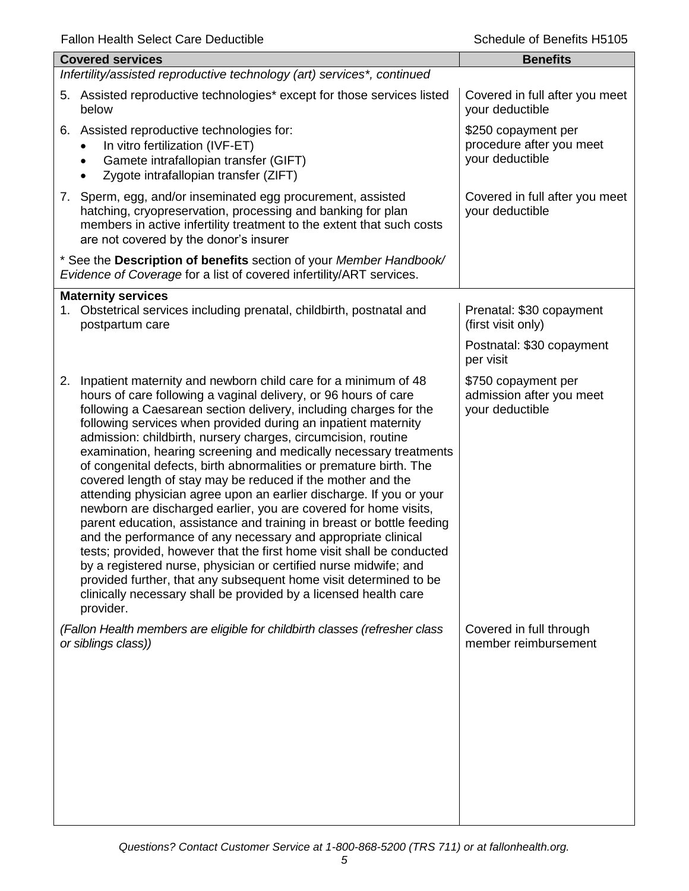| Covered services | Benefits |
|---|---|
| *Infertility/assisted reproductive technology (art) services*, continued* | |
| 5. Assisted reproductive technologies* except for those services listed below | Covered in full after you meet your deductible |
| 6. Assisted reproductive technologies for: <br>• In vitro fertilization (IVF-ET)<br>• Gamete intrafallopian transfer (GIFT)<br>• Zygote intrafallopian transfer (ZIFT) | $250 copayment per procedure after you meet your deductible |
| 7. Sperm, egg, and/or inseminated egg procurement, assisted hatching, cryopreservation, processing and banking for plan members in active infertility treatment to the extent that such costs are not covered by the donor's insurer | Covered in full after you meet your deductible |
| * See the **Description of benefits** section of your *Member Handbook/ Evidence of Coverage* for a list of covered infertility/ART services. | |
| **Maternity services** | |
| 1. Obstetrical services including prenatal, childbirth, postnatal and postpartum care | Prenatal: $30 copayment (first visit only)<br><br>Postnatal: $30 copayment per visit |
| 2. Inpatient maternity and newborn child care for a minimum of 48 hours of care following a vaginal delivery, or 96 hours of care following a Caesarean section delivery, including charges for the following services when provided during an inpatient maternity admission: childbirth, nursery charges, circumcision, routine examination, hearing screening and medically necessary treatments of congenital defects, birth abnormalities or premature birth. The covered length of stay may be reduced if the mother and the attending physician agree upon an earlier discharge. If you or your newborn are discharged earlier, you are covered for home visits, parent education, assistance and training in breast or bottle feeding and the performance of any necessary and appropriate clinical tests; provided, however that the first home visit shall be conducted by a registered nurse, physician or certified nurse midwife; and provided further, that any subsequent home visit determined to be clinically necessary shall be provided by a licensed health care provider. | $750 copayment per admission after you meet your deductible |
| *(Fallon Health members are eligible for childbirth classes (refresher class or siblings class))* | Covered in full through member reimbursement |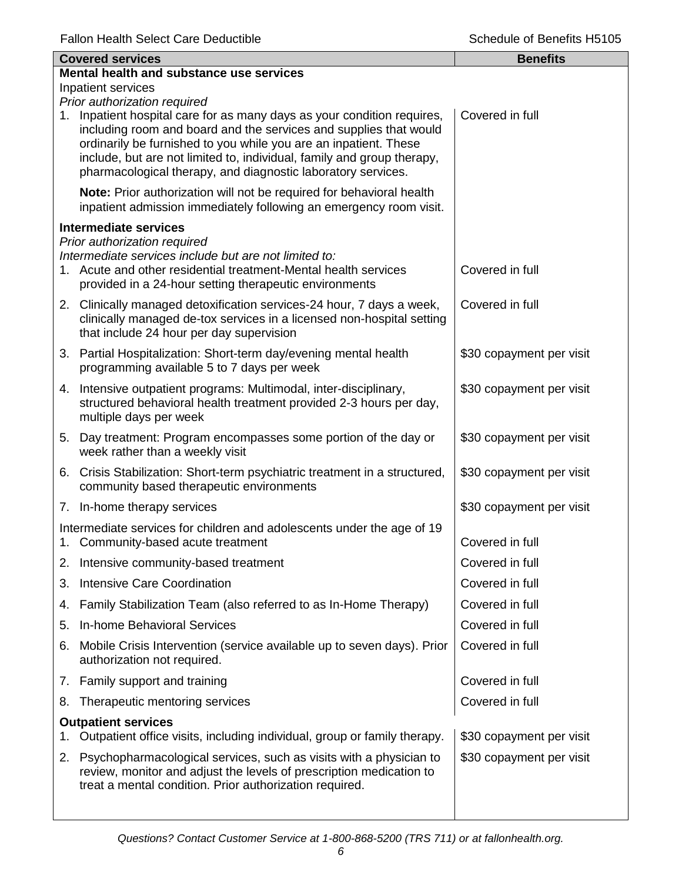| Covered services | Benefits |
| --- | --- |
| **Mental health and substance use services** | |
| Inpatient services | |
| *Prior authorization required* | |
| 1. Inpatient hospital care for as many days as your condition requires, including room and board and the services and supplies that would ordinarily be furnished to you while you are an inpatient. These include, but are not limited to, individual, family and group therapy, pharmacological therapy, and diagnostic laboratory services. | Covered in full |
| **Note:** Prior authorization will not be required for behavioral health inpatient admission immediately following an emergency room visit. | |
| **Intermediate services** | |
| *Prior authorization required* | |
| *Intermediate services include but are not limited to:* | |
| 1. Acute and other residential treatment-Mental health services provided in a 24-hour setting therapeutic environments | Covered in full |
| 2. Clinically managed detoxification services-24 hour, 7 days a week, clinically managed de-tox services in a licensed non-hospital setting that include 24 hour per day supervision | Covered in full |
| 3. Partial Hospitalization: Short-term day/evening mental health programming available 5 to 7 days per week | \$30 copayment per visit |
| 4. Intensive outpatient programs: Multimodal, inter-disciplinary, structured behavioral health treatment provided 2-3 hours per day, multiple days per week | \$30 copayment per visit |
| 5. Day treatment: Program encompasses some portion of the day or week rather than a weekly visit | \$30 copayment per visit |
| 6. Crisis Stabilization: Short-term psychiatric treatment in a structured, community based therapeutic environments | \$30 copayment per visit |
| 7. In-home therapy services | \$30 copayment per visit |
| Intermediate services for children and adolescents under the age of 19 | |
| 1. Community-based acute treatment | Covered in full |
| 2. Intensive community-based treatment | Covered in full |
| 3. Intensive Care Coordination | Covered in full |
| 4. Family Stabilization Team (also referred to as In-Home Therapy) | Covered in full |
| 5. In-home Behavioral Services | Covered in full |
| 6. Mobile Crisis Intervention (service available up to seven days). Prior authorization not required. | Covered in full |
| 7. Family support and training | Covered in full |
| 8. Therapeutic mentoring services | Covered in full |
| **Outpatient services** | |
| 1. Outpatient office visits, including individual, group or family therapy. | \$30 copayment per visit |
| 2. Psychopharmacological services, such as visits with a physician to review, monitor and adjust the levels of prescription medication to treat a mental condition. Prior authorization required. | \$30 copayment per visit |

*Questions? Contact Customer Service at 1-800-868-5200 (TRS 711) or at fallonhealth.org.*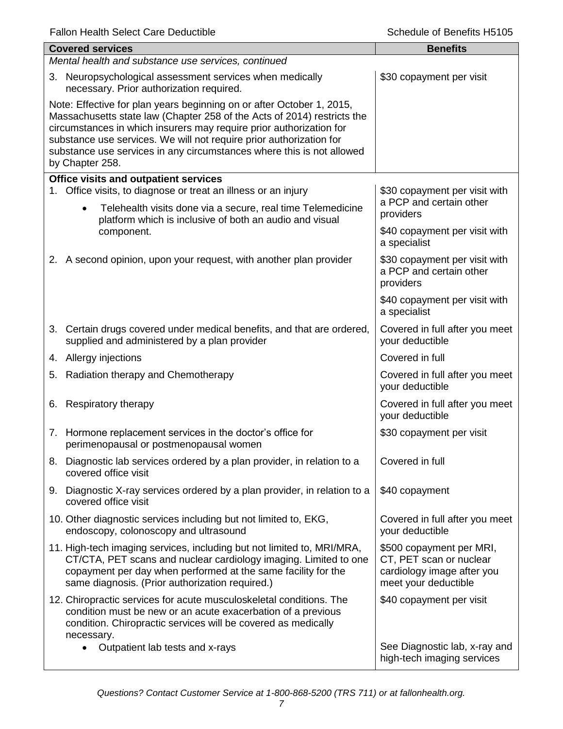| Covered services | Benefits |
|---|---|
| *Mental health and substance use services, continued* | |
| 3. Neuropsychological assessment services when medically necessary. Prior authorization required. | $30 copayment per visit |
| Note: Effective for plan years beginning on or after October 1, 2015, Massachusetts state law (Chapter 258 of the Acts of 2014) restricts the circumstances in which insurers may require prior authorization for substance use services. We will not require prior authorization for substance use services in any circumstances where this is not allowed by Chapter 258. | |
| **Office visits and outpatient services** | |
| 1. Office visits, to diagnose or treat an illness or an injury<br>• Telehealth visits done via a secure, real time Telemedicine platform which is inclusive of both an audio and visual component. | $30 copayment per visit with a PCP and certain other providers<br><br>$40 copayment per visit with a specialist |
| 2. A second opinion, upon your request, with another plan provider | $30 copayment per visit with a PCP and certain other providers<br><br>$40 copayment per visit with a specialist |
| 3. Certain drugs covered under medical benefits, and that are ordered, supplied and administered by a plan provider | Covered in full after you meet your deductible |
| 4. Allergy injections | Covered in full |
| 5. Radiation therapy and Chemotherapy | Covered in full after you meet your deductible |
| 6. Respiratory therapy | Covered in full after you meet your deductible |
| 7. Hormone replacement services in the doctor's office for perimenopausal or postmenopausal women | $30 copayment per visit |
| 8. Diagnostic lab services ordered by a plan provider, in relation to a covered office visit | Covered in full |
| 9. Diagnostic X-ray services ordered by a plan provider, in relation to a covered office visit | $40 copayment |
| 10. Other diagnostic services including but not limited to, EKG, endoscopy, colonoscopy and ultrasound | Covered in full after you meet your deductible |
| 11. High-tech imaging services, including but not limited to, MRI/MRA, CT/CTA, PET scans and nuclear cardiology imaging. Limited to one copayment per day when performed at the same facility for the same diagnosis. (Prior authorization required.) | $500 copayment per MRI, CT, PET scan or nuclear cardiology image after you meet your deductible |
| 12. Chiropractic services for acute musculoskeletal conditions. The condition must be new or an acute exacerbation of a previous condition. Chiropractic services will be covered as medically necessary.<br>• Outpatient lab tests and x-rays | $40 copayment per visit<br><br>See Diagnostic lab, x-ray and high-tech imaging services |

*Questions? Contact Customer Service at 1-800-868-5200 (TRS 711) or at fallonhealth.org.*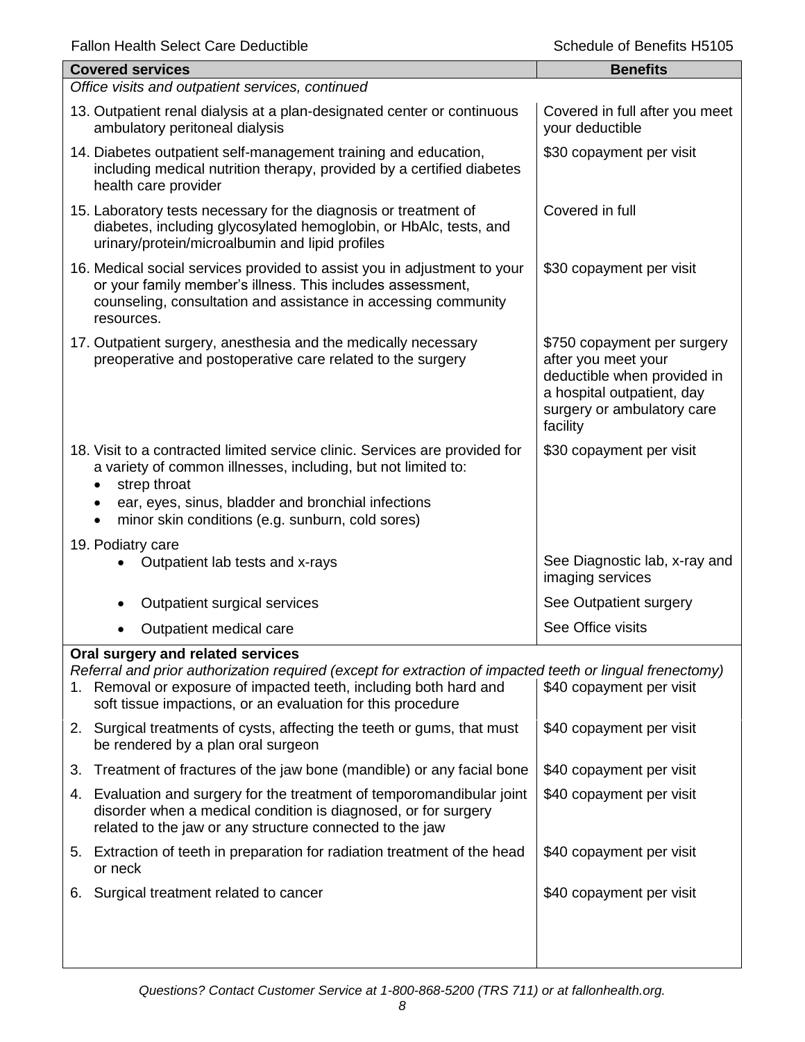| Covered services | Benefits |
|---|---|
| *Office visits and outpatient services, continued* | |
| 13. Outpatient renal dialysis at a plan-designated center or continuous ambulatory peritoneal dialysis | Covered in full after you meet your deductible |
| 14. Diabetes outpatient self-management training and education, including medical nutrition therapy, provided by a certified diabetes health care provider | \$30 copayment per visit |
| 15. Laboratory tests necessary for the diagnosis or treatment of diabetes, including glycosylated hemoglobin, or HbAlc, tests, and urinary/protein/microalbumin and lipid profiles | Covered in full |
| 16. Medical social services provided to assist you in adjustment to your or your family member's illness. This includes assessment, counseling, consultation and assistance in accessing community resources. | \$30 copayment per visit |
| 17. Outpatient surgery, anesthesia and the medically necessary preoperative and postoperative care related to the surgery | \$750 copayment per surgery after you meet your deductible when provided in a hospital outpatient, day surgery or ambulatory care facility |
| 18. Visit to a contracted limited service clinic. Services are provided for a variety of common illnesses, including, but not limited to:<br>• strep throat<br>• ear, eyes, sinus, bladder and bronchial infections<br>• minor skin conditions (e.g. sunburn, cold sores) | \$30 copayment per visit |
| 19. Podiatry care | |
| • Outpatient lab tests and x-rays | See Diagnostic lab, x-ray and imaging services |
| • Outpatient surgical services | See Outpatient surgery |
| • Outpatient medical care | See Office visits |
| **Oral surgery and related services**<br>*Referral and prior authorization required (except for extraction of impacted teeth or lingual frenectomy)* | |
| 1. Removal or exposure of impacted teeth, including both hard and soft tissue impactions, or an evaluation for this procedure | \$40 copayment per visit |
| 2. Surgical treatments of cysts, affecting the teeth or gums, that must be rendered by a plan oral surgeon | \$40 copayment per visit |
| 3. Treatment of fractures of the jaw bone (mandible) or any facial bone | \$40 copayment per visit |
| 4. Evaluation and surgery for the treatment of temporomandibular joint disorder when a medical condition is diagnosed, or for surgery related to the jaw or any structure connected to the jaw | \$40 copayment per visit |
| 5. Extraction of teeth in preparation for radiation treatment of the head or neck | \$40 copayment per visit |
| 6. Surgical treatment related to cancer | \$40 copayment per visit |

*Questions? Contact Customer Service at 1-800-868-5200 (TRS 711) or at fallonhealth.org.*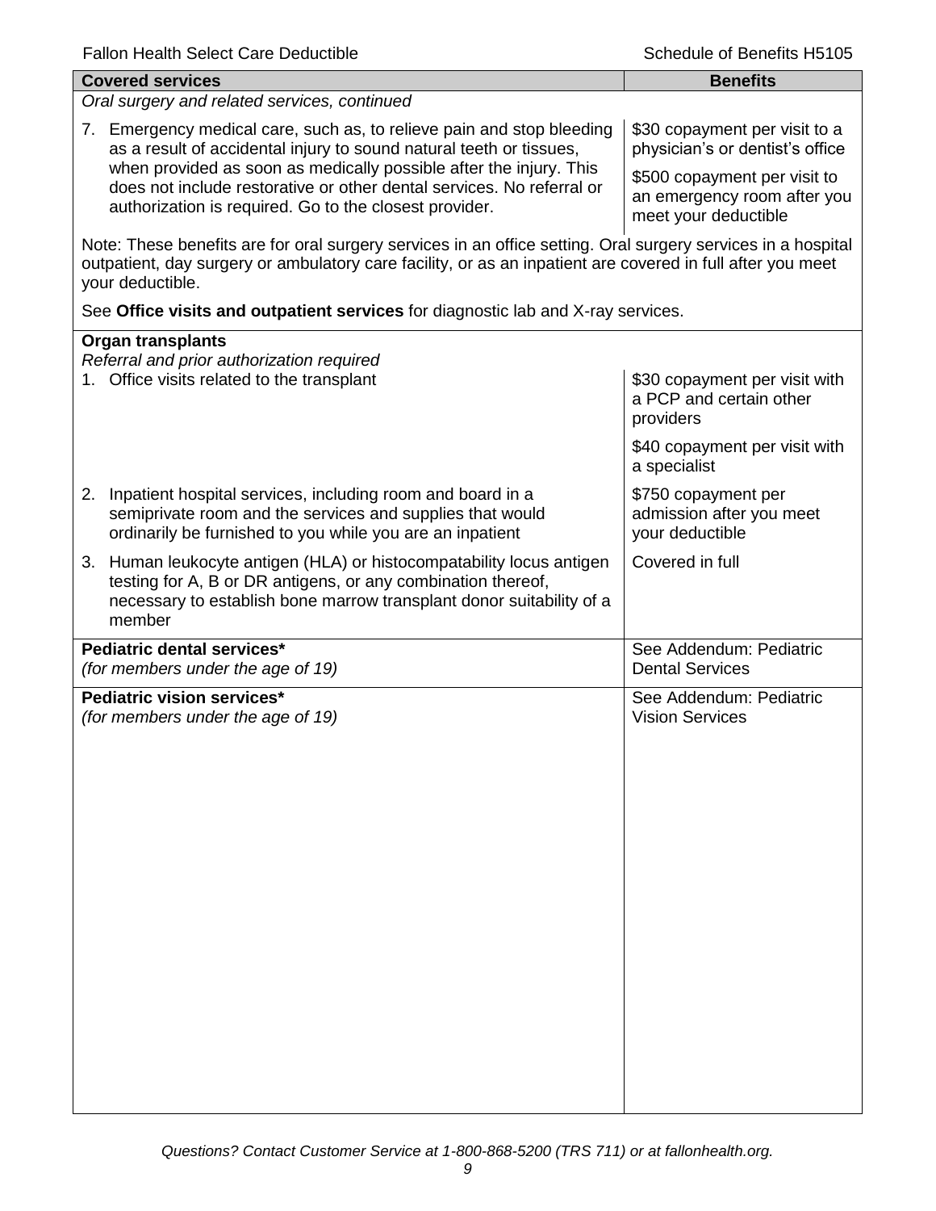| Covered services | Benefits |
| --- | --- |
| *Oral surgery and related services, continued* | |
| 7. Emergency medical care, such as, to relieve pain and stop bleeding as a result of accidental injury to sound natural teeth or tissues, when provided as soon as medically possible after the injury. This does not include restorative or other dental services. No referral or authorization is required. Go to the closest provider. | $30 copayment per visit to a physician's or dentist's office<br><br>$500 copayment per visit to an emergency room after you meet your deductible |
| Note: These benefits are for oral surgery services in an office setting. Oral surgery services in a hospital outpatient, day surgery or ambulatory care facility, or as an inpatient are covered in full after you meet your deductible.<br><br>See **Office visits and outpatient services** for diagnostic lab and X-ray services. | |
| **Organ transplants**<br>*Referral and prior authorization required* | |
| 1. Office visits related to the transplant | $30 copayment per visit with a PCP and certain other providers<br><br>$40 copayment per visit with a specialist |
| 2. Inpatient hospital services, including room and board in a semiprivate room and the services and supplies that would ordinarily be furnished to you while you are an inpatient | $750 copayment per admission after you meet your deductible |
| 3. Human leukocyte antigen (HLA) or histocompatability locus antigen testing for A, B or DR antigens, or any combination thereof, necessary to establish bone marrow transplant donor suitability of a member | Covered in full |
| **Pediatric dental services***<br>*(for members under the age of 19)* | See Addendum: Pediatric Dental Services |
| **Pediatric vision services***<br>*(for members under the age of 19)* | See Addendum: Pediatric Vision Services |

*Questions? Contact Customer Service at 1-800-868-5200 (TRS 711) or at fallonhealth.org.*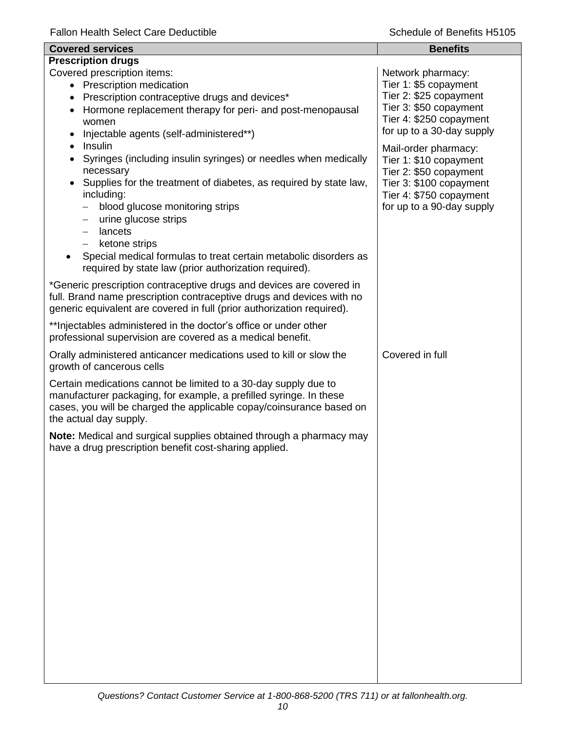| Covered services | Benefits |
|---|---|
| **Prescription drugs** | |
| Covered prescription items:<br>• Prescription medication<br>• Prescription contraceptive drugs and devices*<br>• Hormone replacement therapy for peri- and post-menopausal women<br>• Injectable agents (self-administered**)<br>• Insulin<br>• Syringes (including insulin syringes) or needles when medically necessary<br>• Supplies for the treatment of diabetes, as required by state law, including:<br>  – blood glucose monitoring strips<br>  – urine glucose strips<br>  – lancets<br>  – ketone strips<br>• Special medical formulas to treat certain metabolic disorders as required by state law (prior authorization required).<br><br>*Generic prescription contraceptive drugs and devices are covered in full. Brand name prescription contraceptive drugs and devices with no generic equivalent are covered in full (prior authorization required).<br><br>**Injectables administered in the doctor's office or under other professional supervision are covered as a medical benefit. | Network pharmacy:<br>Tier 1: $5 copayment<br>Tier 2: $25 copayment<br>Tier 3: $50 copayment<br>Tier 4: $250 copayment<br>for up to a 30-day supply<br><br>Mail-order pharmacy:<br>Tier 1: $10 copayment<br>Tier 2: $50 copayment<br>Tier 3: $100 copayment<br>Tier 4: $750 copayment<br>for up to a 90-day supply |
| Orally administered anticancer medications used to kill or slow the growth of cancerous cells<br><br>Certain medications cannot be limited to a 30-day supply due to manufacturer packaging, for example, a prefilled syringe. In these cases, you will be charged the applicable copay/coinsurance based on the actual day supply.<br><br>**Note:** Medical and surgical supplies obtained through a pharmacy may have a drug prescription benefit cost-sharing applied. | Covered in full |

*Questions? Contact Customer Service at 1-800-868-5200 (TRS 711) or at fallonhealth.org.*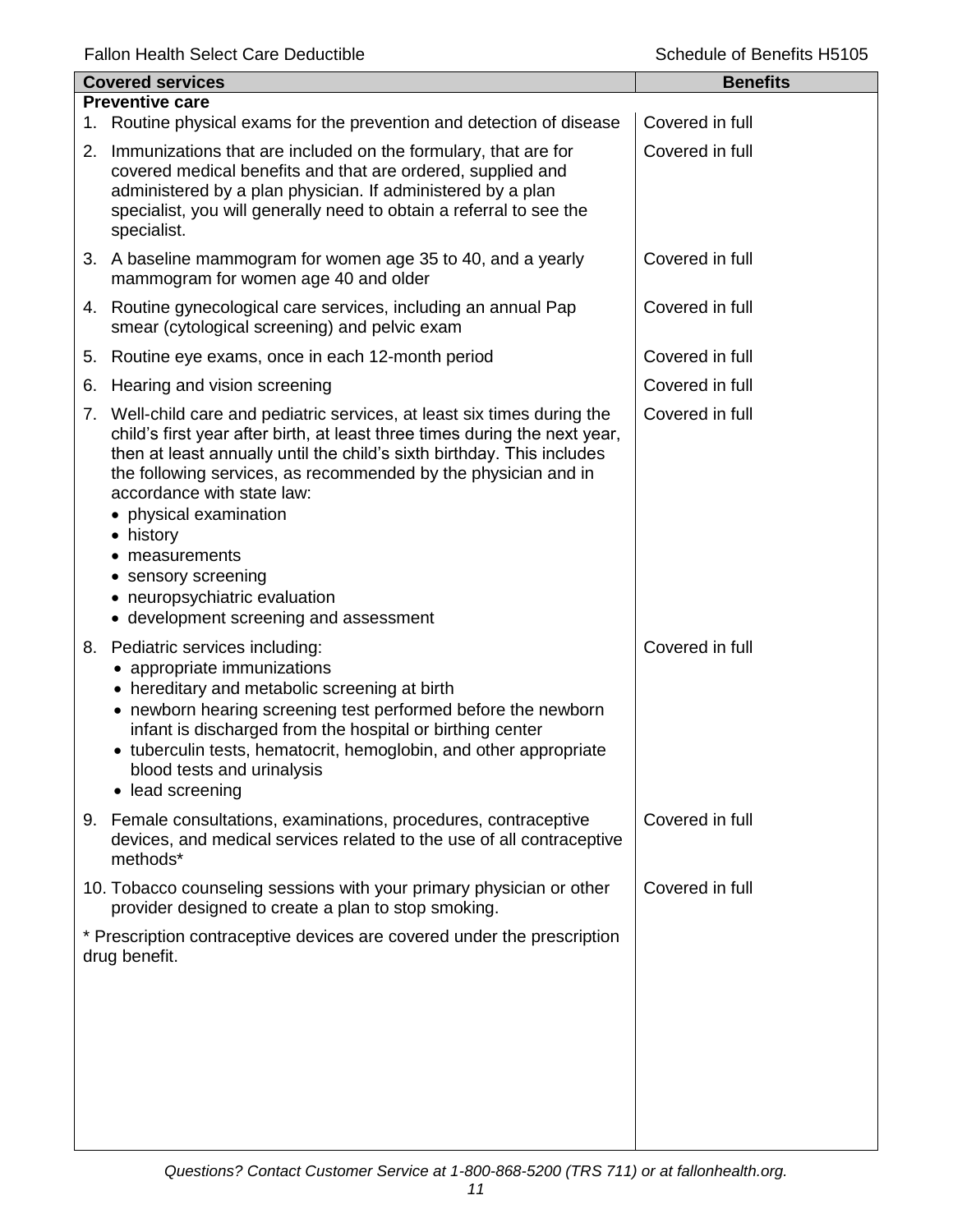| Covered services | Benefits |
|---|---|
| **Preventive care** | |
| 1. Routine physical exams for the prevention and detection of disease | Covered in full |
| 2. Immunizations that are included on the formulary, that are for covered medical benefits and that are ordered, supplied and administered by a plan physician. If administered by a plan specialist, you will generally need to obtain a referral to see the specialist. | Covered in full |
| 3. A baseline mammogram for women age 35 to 40, and a yearly mammogram for women age 40 and older | Covered in full |
| 4. Routine gynecological care services, including an annual Pap smear (cytological screening) and pelvic exam | Covered in full |
| 5. Routine eye exams, once in each 12-month period | Covered in full |
| 6. Hearing and vision screening | Covered in full |
| 7. Well-child care and pediatric services, at least six times during the child's first year after birth, at least three times during the next year, then at least annually until the child's sixth birthday. This includes the following services, as recommended by the physician and in accordance with state law: <br>• physical examination <br>• history <br>• measurements <br>• sensory screening <br>• neuropsychiatric evaluation <br>• development screening and assessment | Covered in full |
| 8. Pediatric services including: <br>• appropriate immunizations <br>• hereditary and metabolic screening at birth <br>• newborn hearing screening test performed before the newborn infant is discharged from the hospital or birthing center <br>• tuberculin tests, hematocrit, hemoglobin, and other appropriate blood tests and urinalysis <br>• lead screening | Covered in full |
| 9. Female consultations, examinations, procedures, contraceptive devices, and medical services related to the use of all contraceptive methods* | Covered in full |
| 10. Tobacco counseling sessions with your primary physician or other provider designed to create a plan to stop smoking. | Covered in full |
| * Prescription contraceptive devices are covered under the prescription drug benefit. | |

*Questions? Contact Customer Service at 1-800-868-5200 (TRS 711) or at fallonhealth.org.*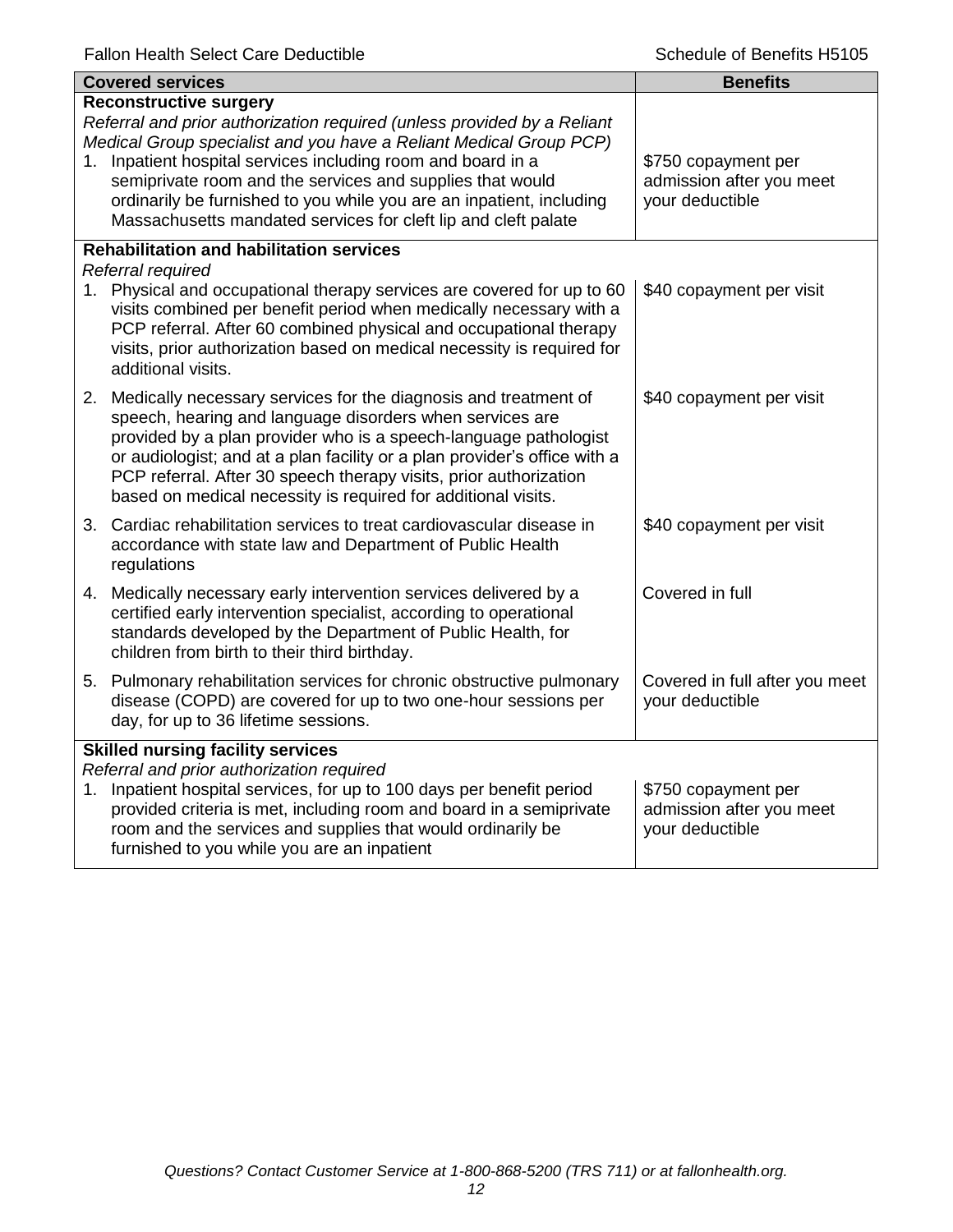| Covered services | Benefits |
|---|---|
| **Reconstructive surgery**<br>*Referral and prior authorization required (unless provided by a Reliant Medical Group specialist and you have a Reliant Medical Group PCP)*<br>1. Inpatient hospital services including room and board in a semiprivate room and the services and supplies that would ordinarily be furnished to you while you are an inpatient, including Massachusetts mandated services for cleft lip and cleft palate | $750 copayment per admission after you meet your deductible |
| **Rehabilitation and habilitation services**<br>*Referral required*<br>1. Physical and occupational therapy services are covered for up to 60 visits combined per benefit period when medically necessary with a PCP referral. After 60 combined physical and occupational therapy visits, prior authorization based on medical necessity is required for additional visits. | $40 copayment per visit |
| 2. Medically necessary services for the diagnosis and treatment of speech, hearing and language disorders when services are provided by a plan provider who is a speech-language pathologist or audiologist; and at a plan facility or a plan provider's office with a PCP referral. After 30 speech therapy visits, prior authorization based on medical necessity is required for additional visits. | $40 copayment per visit |
| 3. Cardiac rehabilitation services to treat cardiovascular disease in accordance with state law and Department of Public Health regulations | $40 copayment per visit |
| 4. Medically necessary early intervention services delivered by a certified early intervention specialist, according to operational standards developed by the Department of Public Health, for children from birth to their third birthday. | Covered in full |
| 5. Pulmonary rehabilitation services for chronic obstructive pulmonary disease (COPD) are covered for up to two one-hour sessions per day, for up to 36 lifetime sessions. | Covered in full after you meet your deductible |
| **Skilled nursing facility services**<br>*Referral and prior authorization required*<br>1. Inpatient hospital services, for up to 100 days per benefit period provided criteria is met, including room and board in a semiprivate room and the services and supplies that would ordinarily be furnished to you while you are an inpatient | $750 copayment per admission after you meet your deductible |

*Questions? Contact Customer Service at 1-800-868-5200 (TRS 711) or at fallonhealth.org.*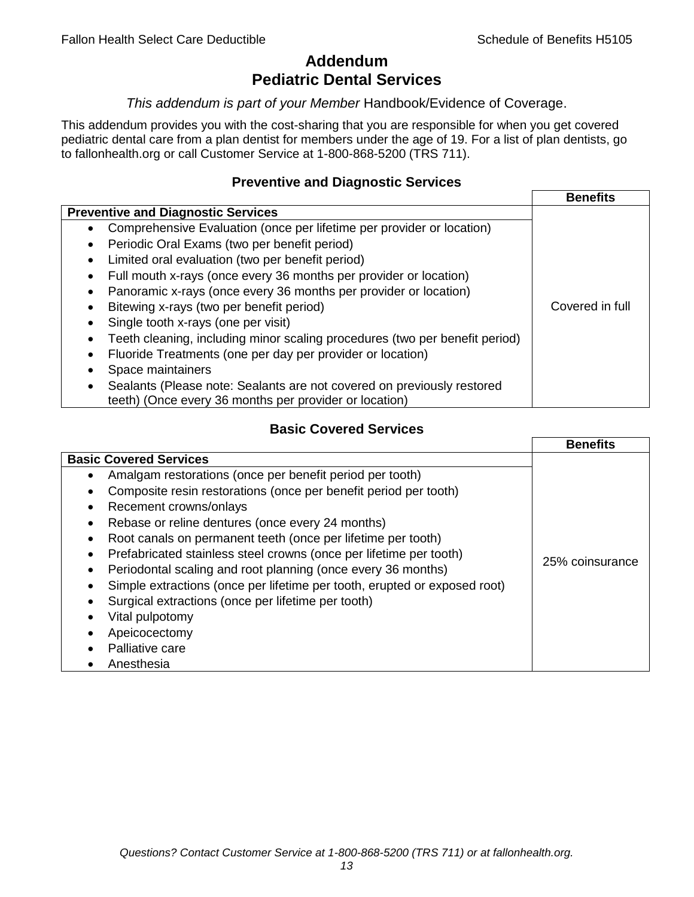# Addendum
# Pediatric Dental Services

*This addendum is part of your Member* Handbook/Evidence of Coverage.

This addendum provides you with the cost-sharing that you are responsible for when you get covered pediatric dental care from a plan dentist for members under the age of 19. For a list of plan dentists, go to fallonhealth.org or call Customer Service at 1-800-868-5200 (TRS 711).

### Preventive and Diagnostic Services

| | Benefits |
|---|---|
| **Preventive and Diagnostic Services** | |
| • Comprehensive Evaluation (once per lifetime per provider or location)<br>• Periodic Oral Exams (two per benefit period)<br>• Limited oral evaluation (two per benefit period)<br>• Full mouth x-rays (once every 36 months per provider or location)<br>• Panoramic x-rays (once every 36 months per provider or location)<br>• Bitewing x-rays (two per benefit period)<br>• Single tooth x-rays (one per visit)<br>• Teeth cleaning, including minor scaling procedures (two per benefit period)<br>• Fluoride Treatments (one per day per provider or location)<br>• Space maintainers<br>• Sealants (Please note: Sealants are not covered on previously restored teeth) (Once every 36 months per provider or location) | Covered in full |

### Basic Covered Services

| | Benefits |
|---|---|
| **Basic Covered Services** | |
| • Amalgam restorations (once per benefit period per tooth)<br>• Composite resin restorations (once per benefit period per tooth)<br>• Recement crowns/onlays<br>• Rebase or reline dentures (once every 24 months)<br>• Root canals on permanent teeth (once per lifetime per tooth)<br>• Prefabricated stainless steel crowns (once per lifetime per tooth)<br>• Periodontal scaling and root planning (once every 36 months)<br>• Simple extractions (once per lifetime per tooth, erupted or exposed root)<br>• Surgical extractions (once per lifetime per tooth)<br>• Vital pulpotomy<br>• Apeicocectomy<br>• Palliative care<br>• Anesthesia | 25% coinsurance |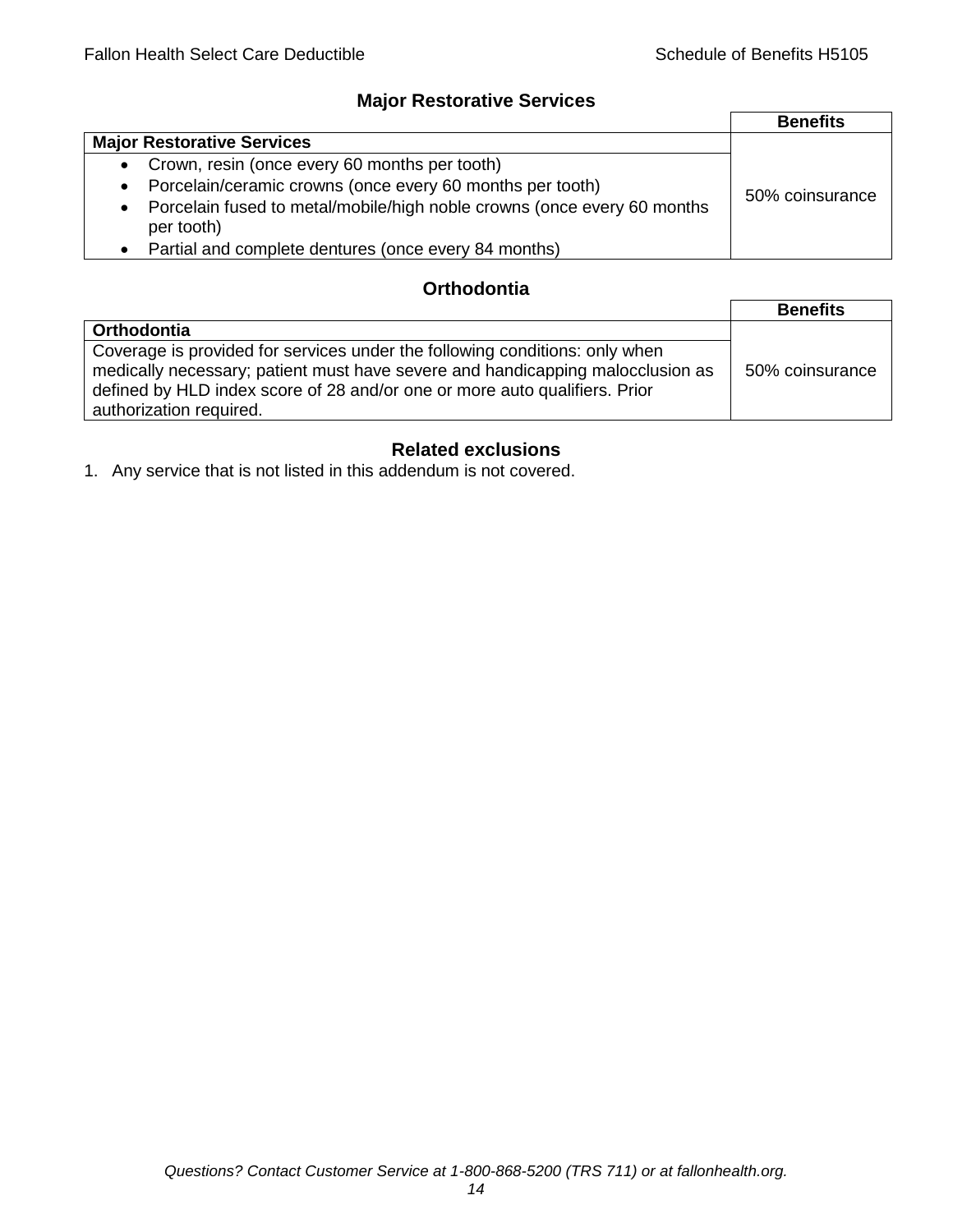## Major Restorative Services

| | Benefits |
|---|---|
| **Major Restorative Services** | 50% coinsurance |
| • Crown, resin (once every 60 months per tooth)<br>• Porcelain/ceramic crowns (once every 60 months per tooth)<br>• Porcelain fused to metal/mobile/high noble crowns (once every 60 months per tooth)<br>• Partial and complete dentures (once every 84 months) | |

## Orthodontia

| | Benefits |
|---|---|
| **Orthodontia** | 50% coinsurance |
| Coverage is provided for services under the following conditions: only when medically necessary; patient must have severe and handicapping malocclusion as defined by HLD index score of 28 and/or one or more auto qualifiers. Prior authorization required. | |

## Related exclusions

1. Any service that is not listed in this addendum is not covered.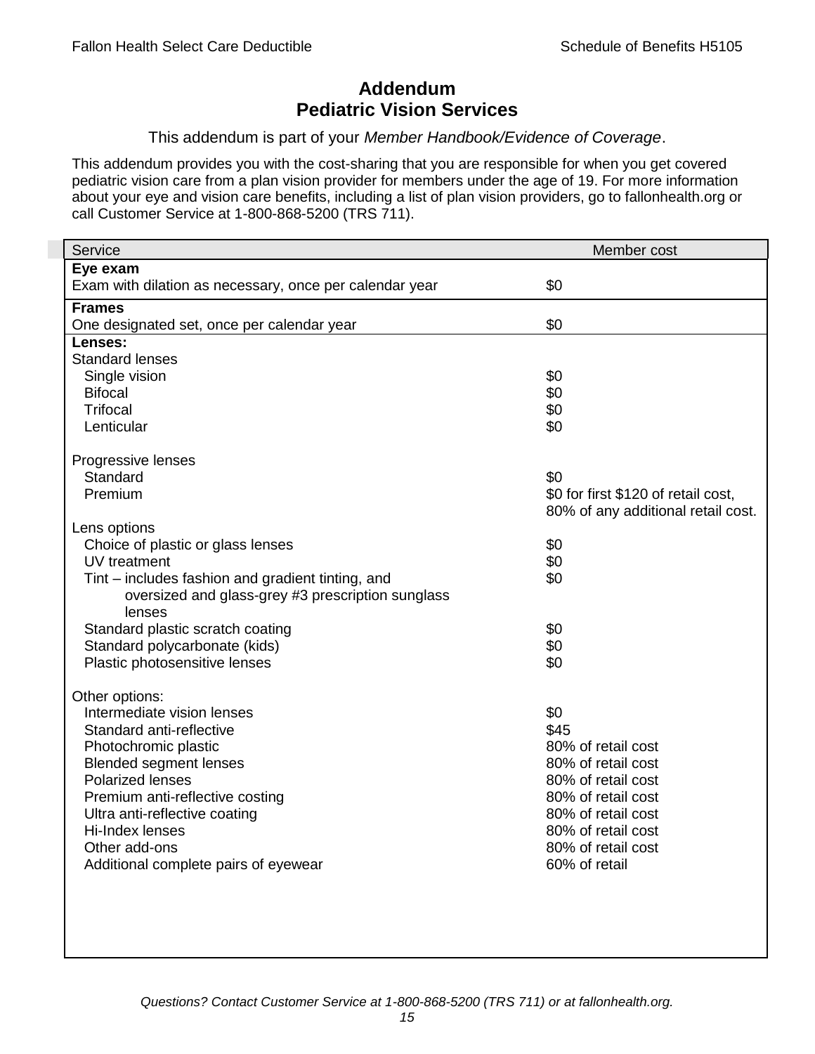# Addendum
# Pediatric Vision Services

This addendum is part of your *Member Handbook/Evidence of Coverage*.

This addendum provides you with the cost-sharing that you are responsible for when you get covered pediatric vision care from a plan vision provider for members under the age of 19. For more information about your eye and vision care benefits, including a list of plan vision providers, go to fallonhealth.org or call Customer Service at 1-800-868-5200 (TRS 711).

| Service | Member cost |
| --- | --- |
| **Eye exam** | |
| Exam with dilation as necessary, once per calendar year | $0 |
| **Frames** | |
| One designated set, once per calendar year | $0 |
| **Lenses:** | |
| Standard lenses | |
| Single vision | $0 |
| Bifocal | $0 |
| Trifocal | $0 |
| Lenticular | $0 |
| Progressive lenses | |
| Standard | $0 |
| Premium | $0 for first $120 of retail cost, 80% of any additional retail cost. |
| Lens options | |
| Choice of plastic or glass lenses | $0 |
| UV treatment | $0 |
| Tint – includes fashion and gradient tinting, and oversized and glass-grey #3 prescription sunglass lenses | $0 |
| Standard plastic scratch coating | $0 |
| Standard polycarbonate (kids) | $0 |
| Plastic photosensitive lenses | $0 |
| Other options: | |
| Intermediate vision lenses | $0 |
| Standard anti-reflective | $45 |
| Photochromic plastic | 80% of retail cost |
| Blended segment lenses | 80% of retail cost |
| Polarized lenses | 80% of retail cost |
| Premium anti-reflective costing | 80% of retail cost |
| Ultra anti-reflective coating | 80% of retail cost |
| Hi-Index lenses | 80% of retail cost |
| Other add-ons | 80% of retail cost |
| Additional complete pairs of eyewear | 60% of retail |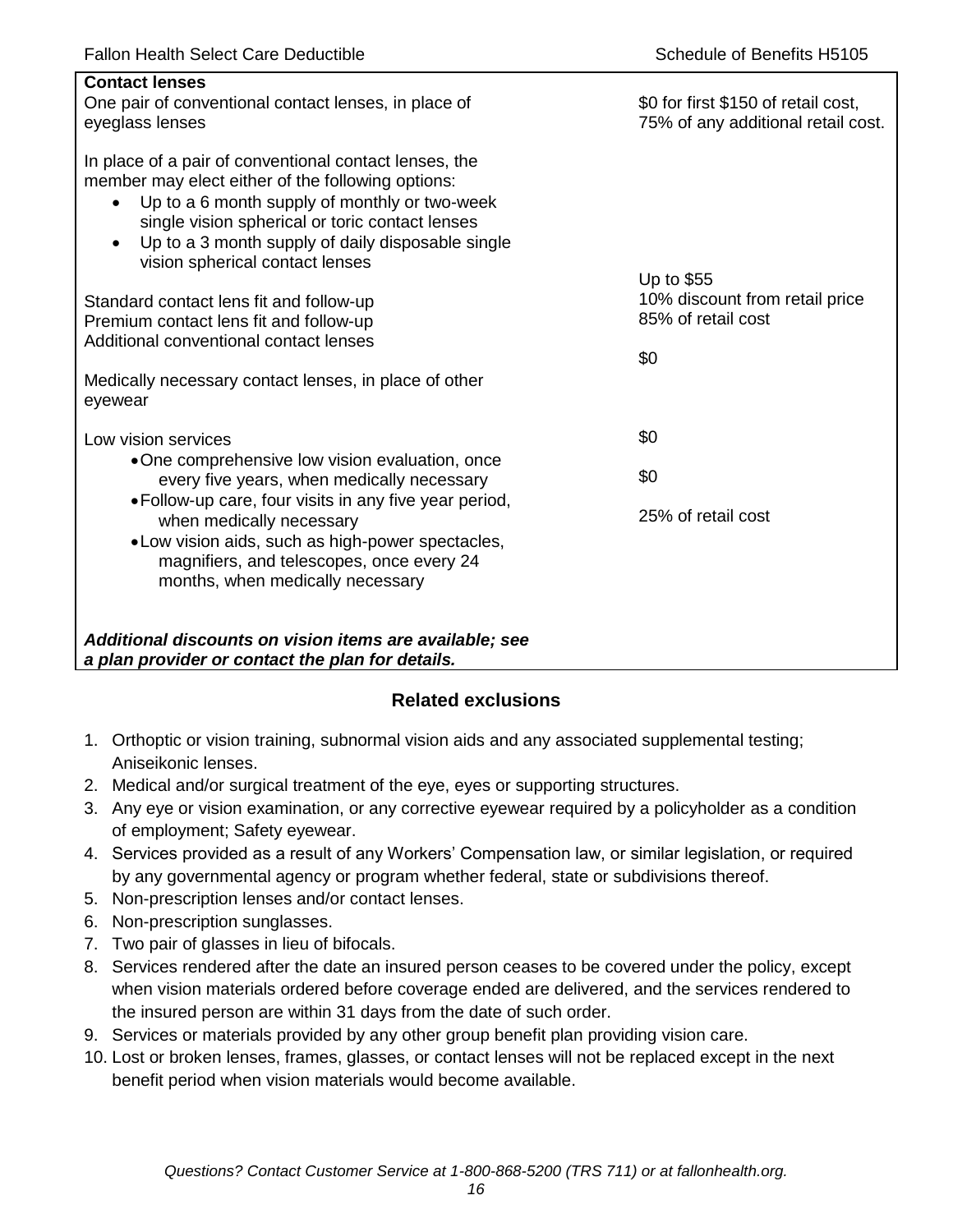| Contact lenses | |
|---|---|
| One pair of conventional contact lenses, in place of eyeglass lenses | $0 for first $150 of retail cost, 75% of any additional retail cost. |
| In place of a pair of conventional contact lenses, the member may elect either of the following options:<br>• Up to a 6 month supply of monthly or two-week single vision spherical or toric contact lenses<br>• Up to a 3 month supply of daily disposable single vision spherical contact lenses | |
| Standard contact lens fit and follow-up | Up to $55 |
| Premium contact lens fit and follow-up | 10% discount from retail price |
| Additional conventional contact lenses | 85% of retail cost |
| Medically necessary contact lenses, in place of other eyewear | $0 |
| Low vision services | |
| • One comprehensive low vision evaluation, once every five years, when medically necessary | $0 |
| • Follow-up care, four visits in any five year period, when medically necessary | $0 |
| • Low vision aids, such as high-power spectacles, magnifiers, and telescopes, once every 24 months, when medically necessary | 25% of retail cost |
| ***Additional discounts on vision items are available; see a plan provider or contact the plan for details.*** | |

## Related exclusions

1. Orthoptic or vision training, subnormal vision aids and any associated supplemental testing; Aniseikonic lenses.
2. Medical and/or surgical treatment of the eye, eyes or supporting structures.
3. Any eye or vision examination, or any corrective eyewear required by a policyholder as a condition of employment; Safety eyewear.
4. Services provided as a result of any Workers' Compensation law, or similar legislation, or required by any governmental agency or program whether federal, state or subdivisions thereof.
5. Non-prescription lenses and/or contact lenses.
6. Non-prescription sunglasses.
7. Two pair of glasses in lieu of bifocals.
8. Services rendered after the date an insured person ceases to be covered under the policy, except when vision materials ordered before coverage ended are delivered, and the services rendered to the insured person are within 31 days from the date of such order.
9. Services or materials provided by any other group benefit plan providing vision care.
10. Lost or broken lenses, frames, glasses, or contact lenses will not be replaced except in the next benefit period when vision materials would become available.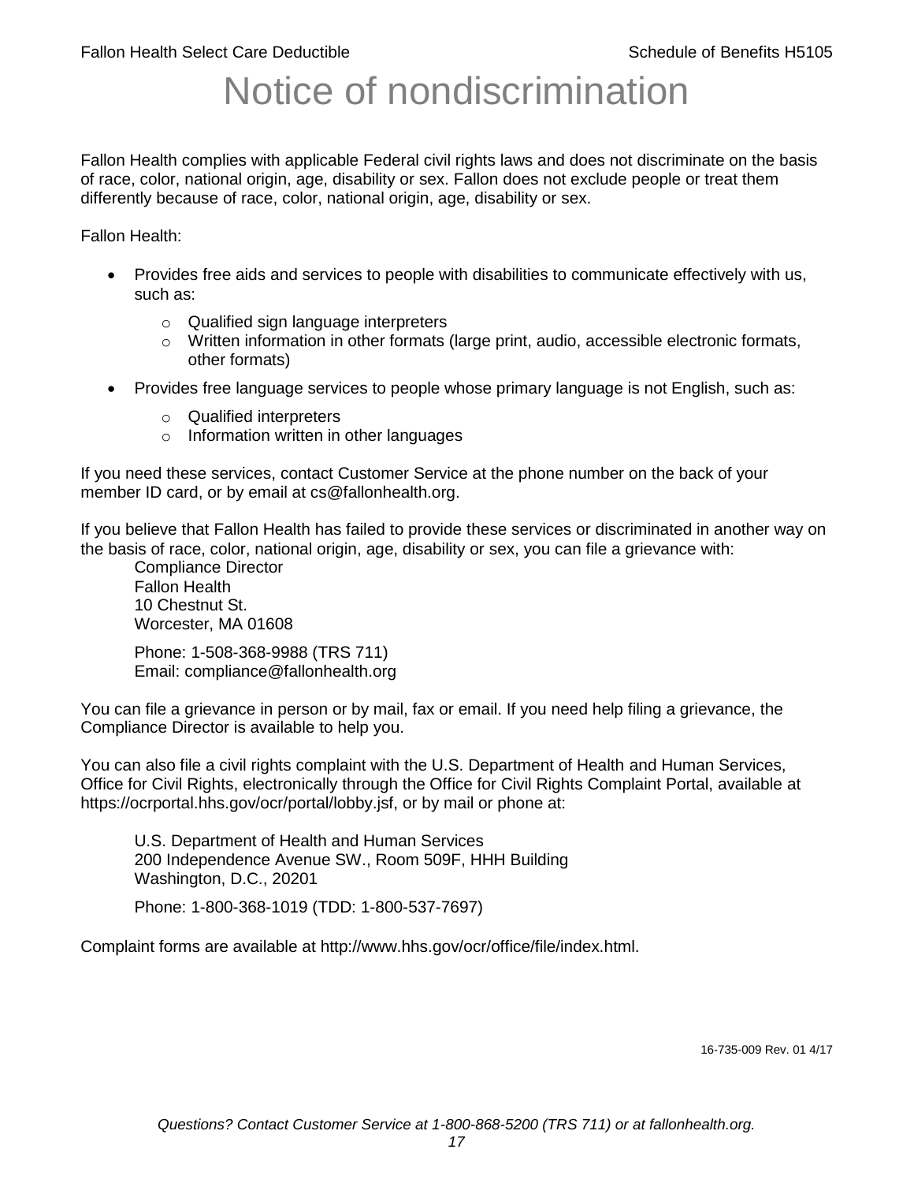# Notice of nondiscrimination

Fallon Health complies with applicable Federal civil rights laws and does not discriminate on the basis of race, color, national origin, age, disability or sex. Fallon does not exclude people or treat them differently because of race, color, national origin, age, disability or sex.

Fallon Health:

- Provides free aids and services to people with disabilities to communicate effectively with us, such as:
  - Qualified sign language interpreters
  - Written information in other formats (large print, audio, accessible electronic formats, other formats)
- Provides free language services to people whose primary language is not English, such as:
  - Qualified interpreters
  - Information written in other languages

If you need these services, contact Customer Service at the phone number on the back of your member ID card, or by email at cs@fallonhealth.org.

If you believe that Fallon Health has failed to provide these services or discriminated in another way on the basis of race, color, national origin, age, disability or sex, you can file a grievance with:

Compliance Director
Fallon Health
10 Chestnut St.
Worcester, MA 01608

Phone: 1-508-368-9988 (TRS 711)
Email: compliance@fallonhealth.org

You can file a grievance in person or by mail, fax or email. If you need help filing a grievance, the Compliance Director is available to help you.

You can also file a civil rights complaint with the U.S. Department of Health and Human Services, Office for Civil Rights, electronically through the Office for Civil Rights Complaint Portal, available at https://ocrportal.hhs.gov/ocr/portal/lobby.jsf, or by mail or phone at:

U.S. Department of Health and Human Services
200 Independence Avenue SW., Room 509F, HHH Building
Washington, D.C., 20201

Phone: 1-800-368-1019 (TDD: 1-800-537-7697)

Complaint forms are available at http://www.hhs.gov/ocr/office/file/index.html.

16-735-009 Rev. 01 4/17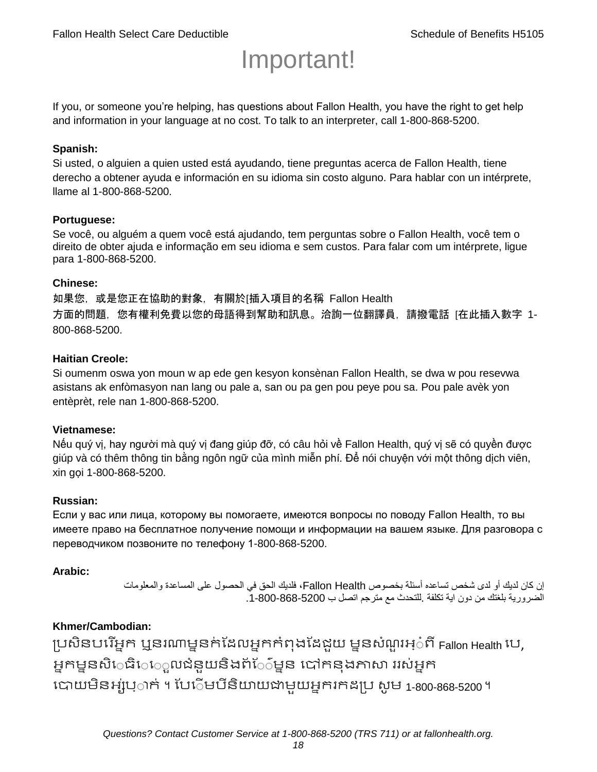# Important!

If you, or someone you're helping, has questions about Fallon Health, you have the right to get help and information in your language at no cost. To talk to an interpreter, call 1-800-868-5200.

**Spanish:**
Si usted, o alguien a quien usted está ayudando, tiene preguntas acerca de Fallon Health, tiene derecho a obtener ayuda e información en su idioma sin costo alguno. Para hablar con un intérprete, llame al 1-800-868-5200.

**Portuguese:**
Se você, ou alguém a quem você está ajudando, tem perguntas sobre o Fallon Health, você tem o direito de obter ajuda e informação em seu idioma e sem custos. Para falar com um intérprete, ligue para 1-800-868-5200.

**Chinese:**
如果您，或是您正在協助的對象，有關於[插入項目的名稱 Fallon Health 方面的問題，您有權利免費以您的母語得到幫助和訊息。洽詢一位翻譯員，請撥電話 [在此插入數字 1-800-868-5200.

**Haitian Creole:**
Si oumenm oswa yon moun w ap ede gen kesyon konsènan Fallon Health, se dwa w pou resevwa asistans ak enfòmasyon nan lang ou pale a, san ou pa gen pou peye pou sa. Pou pale avèk yon entèprèt, rele nan 1-800-868-5200.

**Vietnamese:**
Nếu quý vị, hay người mà quý vị đang giúp đỡ, có câu hỏi về Fallon Health, quý vị sẽ có quyền được giúp và có thêm thông tin bằng ngôn ngữ của mình miễn phí. Để nói chuyện với một thông dịch viên, xin gọi 1-800-868-5200.

**Russian:**
Если у вас или лица, которому вы помогаете, имеются вопросы по поводу Fallon Health, то вы имеете право на бесплатное получение помощи и информации на вашем языке. Для разговора с переводчиком позвоните по телефону 1-800-868-5200.

**Arabic:**
إن كان لديك أو لدى شخص تساعده أسئلة بخصوص Fallon Health، فلديك الحق في الحصول على المساعدة والمعلومات الضرورية بلغتك من دون اية تكلفة .للتحدث مع مترجم اتصل ب 1-800-868-5200.

**Khmer/Cambodian:**
ប្រសិនបរើអ្នក ឬនរណាម្នក់ដែលអ្នកកំពុងដែជួយ ម្នសំណួរអ្ំពី Fallon Health បេ, អ្នកម្នសិេធិេេ្ួលជំនួយនិងព័េ៌ម្នន បៅកនុងភាសា ររស់អ្នក បោយមិនអ្ស់រប្ាក់ ។ បែេិមបីនិយាយជាមួយអ្នករកដប្រ សូម 1-800-868-5200 ។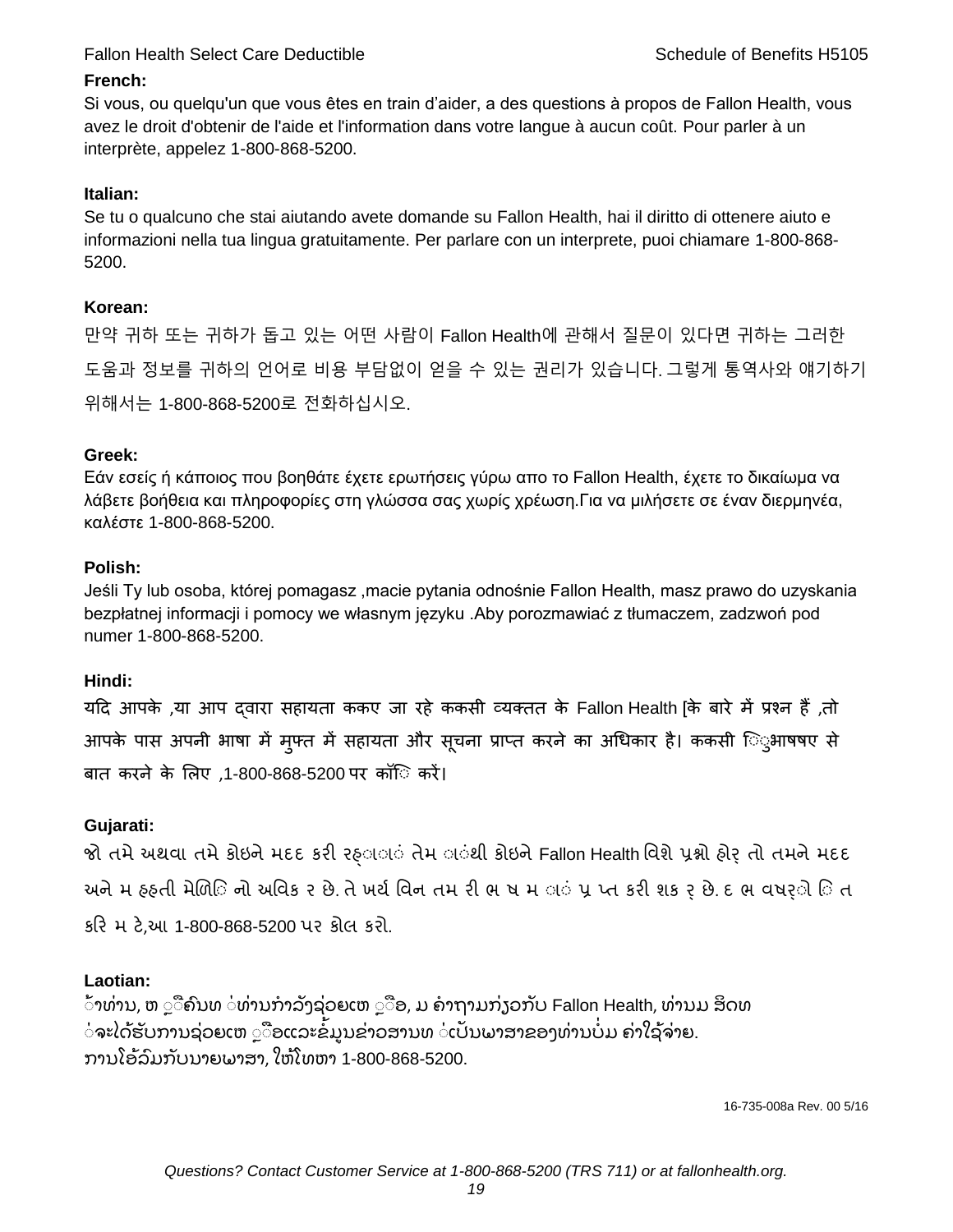**French:**
Si vous, ou quelqu'un que vous êtes en train d'aider, a des questions à propos de Fallon Health, vous avez le droit d'obtenir de l'aide et l'information dans votre langue à aucun coût. Pour parler à un interprète, appelez 1-800-868-5200.

**Italian:**
Se tu o qualcuno che stai aiutando avete domande su Fallon Health, hai il diritto di ottenere aiuto e informazioni nella tua lingua gratuitamente. Per parlare con un interprete, puoi chiamare 1-800-868-5200.

**Korean:**
만약 귀하 또는 귀하가 돕고 있는 어떤 사람이 Fallon Health에 관해서 질문이 있다면 귀하는 그러한 도움과 정보를 귀하의 언어로 비용 부담없이 얻을 수 있는 권리가 있습니다. 그렇게 통역사와 얘기하기 위해서는 1-800-868-5200로 전화하십시오.

**Greek:**
Εάν εσείς ή κάποιος που βοηθάτε έχετε ερωτήσεις γύρω απο το Fallon Health, έχετε το δικαίωμα να λάβετε βοήθεια και πληροφορίες στη γλώσσα σας χωρίς χρέωση.Για να μιλήσετε σε έναν διερμηνέα, καλέστε 1-800-868-5200.

**Polish:**
Jeśli Ty lub osoba, której pomagasz ,macie pytania odnośnie Fallon Health, masz prawo do uzyskania bezpłatnej informacji i pomocy we własnym języku .Aby porozmawiać z tłumaczem, zadzwoń pod numer 1-800-868-5200.

**Hindi:**
यदि आपके ,या आप द्वारा सहायता ककए जा रहे ककसी व्यक्तत के Fallon Health [के बारे में प्रश्न हैं ,तो आपके पास अपनी भाषा में मुफ्त में सहायता और सूचना प्राप्त करने का अधिकार है। ककसी िुभाषषए से बात करने के लिए ,1-800-868-5200 पर कॉि करें।

**Gujarati:**
જો તમે અથવા તમે કોઇને મદદ કરી રહ્યાં તેમ ાંથી કોઇને Fallon Health વિશે પ્રશ્નો હોર્ તો તમને મદદ અને મ હહતી મેળિ નો અવિક ર છે. તે ખર્ચ વિન તમ રી ભ ષ મ ાં પ્ર પ્ત કરી શક ર્ છે. દ ભ વષર્ો િ ત કરિ મ ટે,આ 1-800-868-5200 પર કોલ કરો.

**Laotian:**
້າທ່ານ, ຫ ຼືຄົນທ ່ທ່ານກໍາລັງຊ່ວຍເຫ ຼືອ, ມ ຄໍາຖາມກ່ຽວກັບ Fallon Health, ທ່ານມ ສິດທ ່ຈະໄດ້ຮັບການຊ່ວຍເຫ ຼືອແລະຂໍ້ມູນຂ່າວສານທ ່ເປັນພາສາຂອງທ່ານບໍ່ມ ຄ່າໃຊ້ຈ່າຍ. ການໂອ້ລົມກັບນາຍພາສາ, ໃຫ້ໂທຫາ 1-800-868-5200.

16-735-008a Rev. 00 5/16

*Questions? Contact Customer Service at 1-800-868-5200 (TRS 711) or at fallonhealth.org.*